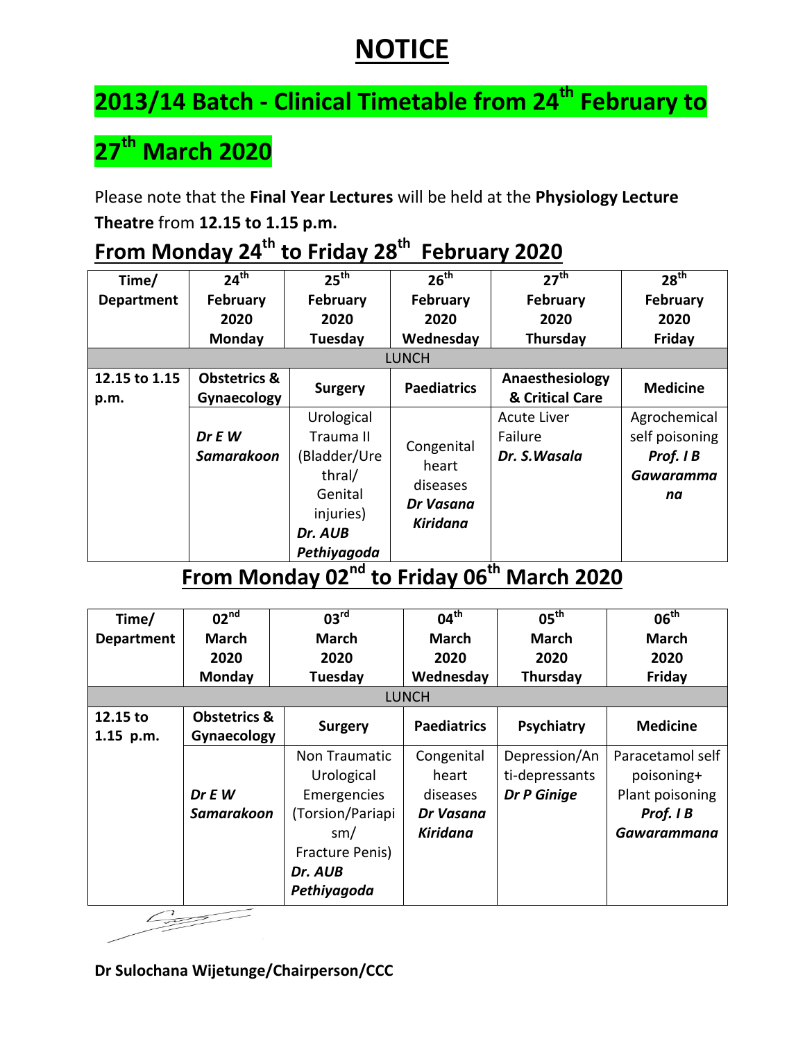# NOTICE

## 2013/14 Batch - Clinical Timetable from 24th February to 27th March 2020

Please note that the **Final Year Lectures** will be held at the **Physiology Lecture Theatre** from **12.15 to 1.15 p.m.**

## From Monday 24th to Friday 28th February 2020

| Time/ Department | 24th February 2020 Monday | 25th February 2020 Tuesday | 26th February 2020 Wednesday | 27th February 2020 Thursday | 28th February 2020 Friday |
|---|---|---|---|---|---|
| LUNCH | | | | | |
| 12.15 to 1.15 p.m. | **Obstetrics & Gynaecology** | **Surgery** | **Paediatrics** | **Anaesthesiology & Critical Care** | **Medicine** |
| | ***Dr E W Samarakoon*** | Urological Trauma II (Bladder/Urethral/ Genital injuries) ***Dr. AUB Pethiyagoda*** | Congenital heart diseases ***Dr Vasana Kiridana*** | Acute Liver Failure ***Dr. S.Wasala*** | Agrochemical self poisoning ***Prof. I B Gawarammana*** |

## From Monday 02nd to Friday 06th March 2020

| Time/ Department | 02nd March 2020 Monday | 03rd March 2020 Tuesday | 04th March 2020 Wednesday | 05th March 2020 Thursday | 06th March 2020 Friday |
|---|---|---|---|---|---|
| LUNCH | | | | | |
| 12.15 to 1.15 p.m. | **Obstetrics & Gynaecology** | **Surgery** | **Paediatrics** | **Psychiatry** | **Medicine** |
| | ***Dr E W Samarakoon*** | Non Traumatic Urological Emergencies (Torsion/Pariapism/ Fracture Penis) ***Dr. AUB Pethiyagoda*** | Congenital heart diseases ***Dr Vasana Kiridana*** | Depression/Anti-depressants ***Dr P Ginige*** | Paracetamol self poisoning+ Plant poisoning ***Prof. I B Gawarammana*** |

**Dr Sulochana Wijetunge/Chairperson/CCC**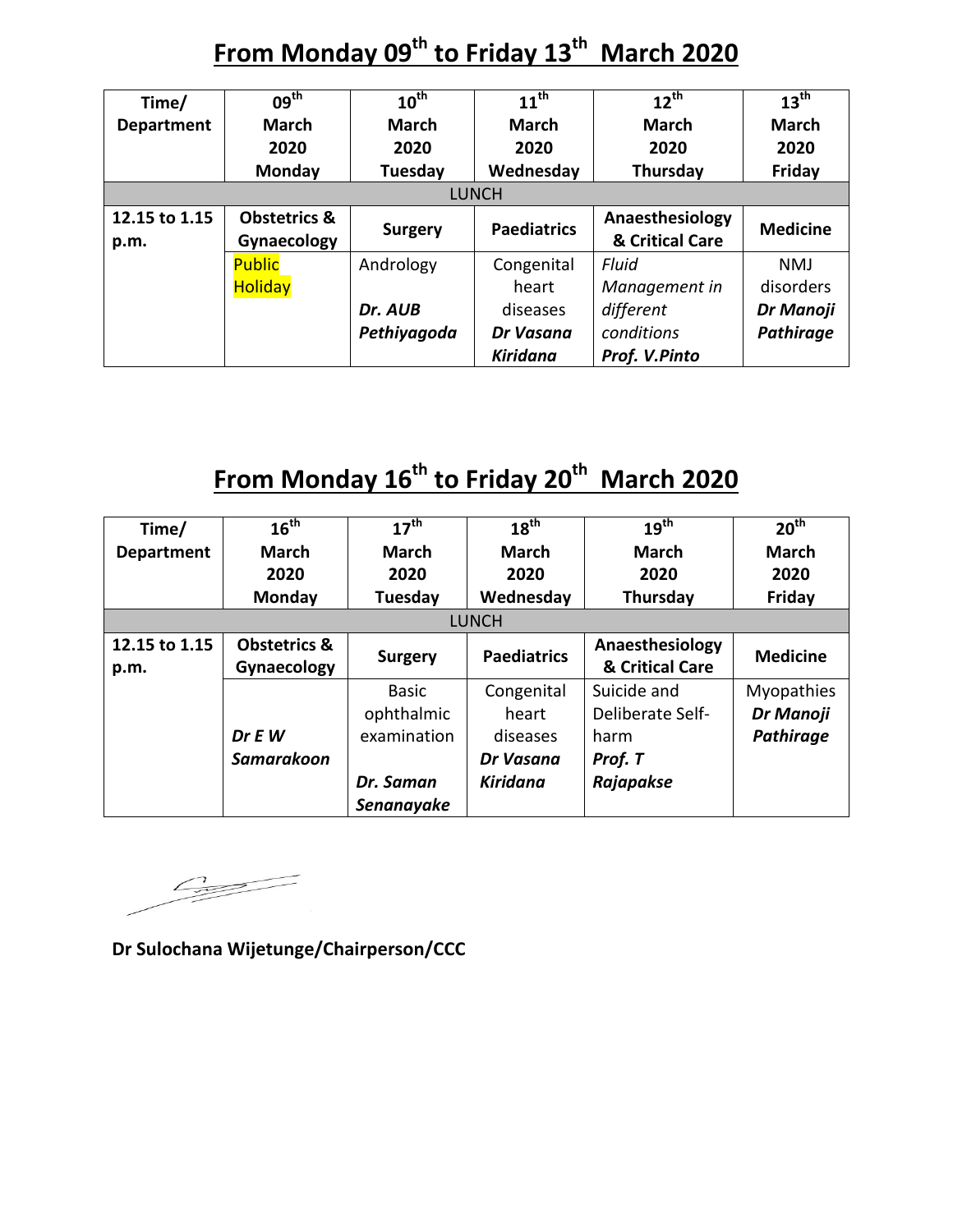## From Monday 09th to Friday 13th March 2020

| Time/ Department | 09th March 2020 Monday | 10th March 2020 Tuesday | 11th March 2020 Wednesday | 12th March 2020 Thursday | 13th March 2020 Friday |
|---|---|---|---|---|---|
| LUNCH | | | | | |
| 12.15 to 1.15 p.m. | **Obstetrics & Gynaecology** | **Surgery** | **Paediatrics** | **Anaesthesiology & Critical Care** | **Medicine** |
| | Public Holiday | Andrology ***Dr. AUB Pethiyagoda*** | Congenital heart diseases ***Dr Vasana Kiridana*** | *Fluid Management in different conditions* ***Prof. V.Pinto*** | NMJ disorders ***Dr Manoji Pathirage*** |

## From Monday 16th to Friday 20th March 2020

| Time/ Department | 16th March 2020 Monday | 17th March 2020 Tuesday | 18th March 2020 Wednesday | 19th March 2020 Thursday | 20th March 2020 Friday |
|---|---|---|---|---|---|
| LUNCH | | | | | |
| 12.15 to 1.15 p.m. | **Obstetrics & Gynaecology** | **Surgery** | **Paediatrics** | **Anaesthesiology & Critical Care** | **Medicine** |
| | ***Dr E W Samarakoon*** | Basic ophthalmic examination ***Dr. Saman Senanayake*** | Congenital heart diseases ***Dr Vasana Kiridana*** | Suicide and Deliberate Self-harm ***Prof. T Rajapakse*** | Myopathies ***Dr Manoji Pathirage*** |

**Dr Sulochana Wijetunge/Chairperson/CCC**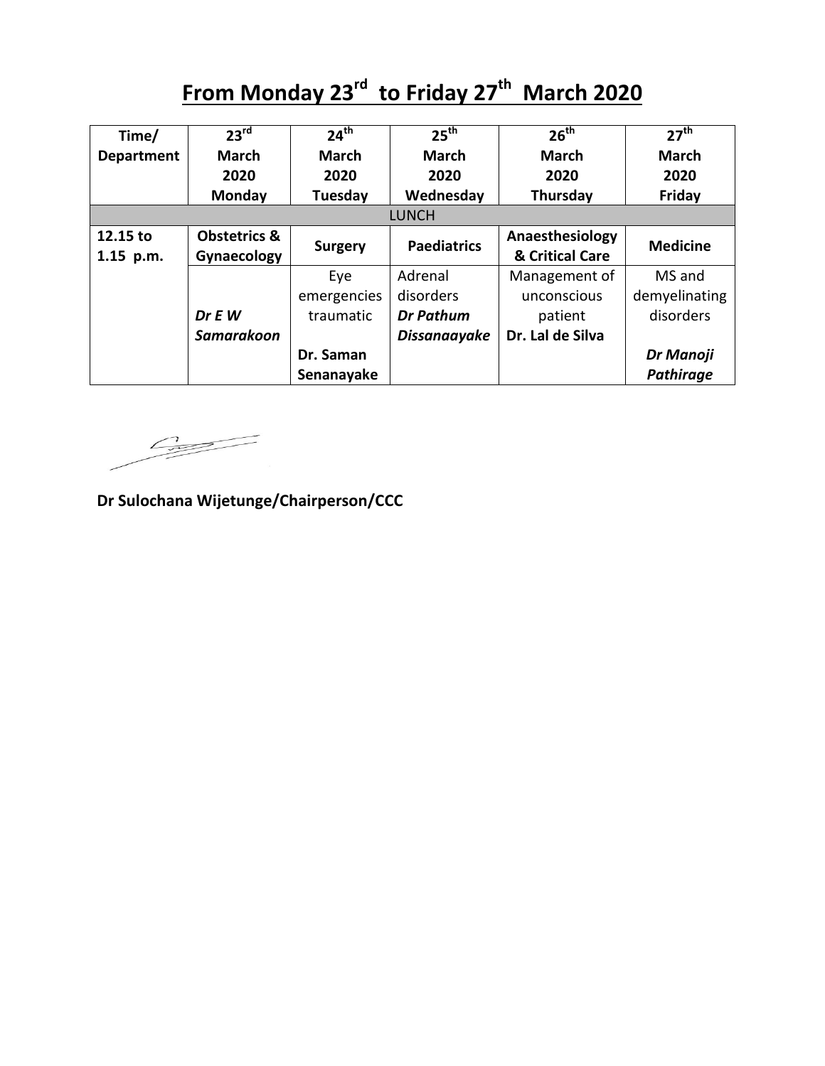# From Monday 23rd to Friday 27th March 2020

| Time/ Department | 23rd March 2020 Monday | 24th March 2020 Tuesday | 25th March 2020 Wednesday | 26th March 2020 Thursday | 27th March 2020 Friday |
|---|---|---|---|---|---|
| LUNCH | | | | | |
| **12.15 to 1.15 p.m.** | **Obstetrics & Gynaecology** | **Surgery** | **Paediatrics** | **Anaesthesiology & Critical Care** | **Medicine** |
| | ***Dr E W Samarakoon*** | Eye emergencies traumatic **Dr. Saman Senanayake** | Adrenal disorders ***Dr Pathum Dissanaayake*** | Management of unconscious patient **Dr. Lal de Silva** | MS and demyelinating disorders ***Dr Manoji Pathirage*** |

**Dr Sulochana Wijetunge/Chairperson/CCC**